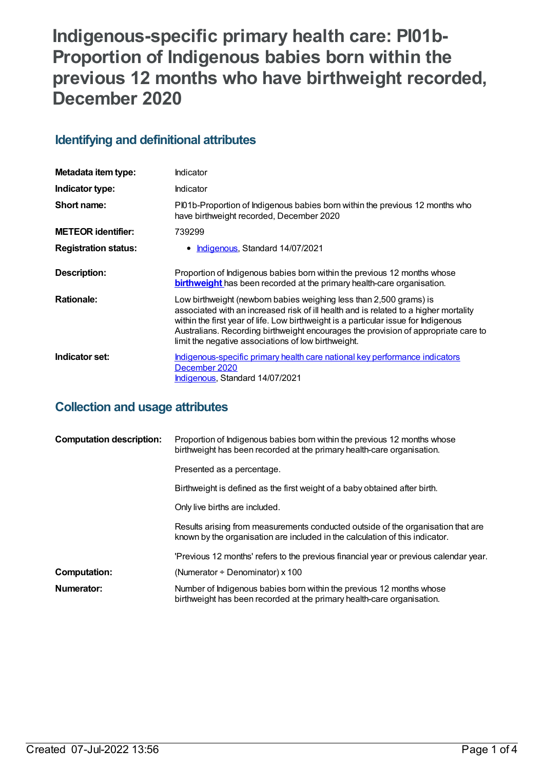# Indigenous-specific primary health care: PI01b-Proportion of Indigenous babies born within the previous 12 months who have birthweight recorded, December 2020

## Identifying and definitional attributes

| | |
|---|---|
| **Metadata item type:** | Indicator |
| **Indicator type:** | Indicator |
| **Short name:** | PI01b-Proportion of Indigenous babies born within the previous 12 months who have birthweight recorded, December 2020 |
| **METEOR identifier:** | 739299 |
| **Registration status:** | • Indigenous, Standard 14/07/2021 |
| **Description:** | Proportion of Indigenous babies born within the previous 12 months whose **birthweight** has been recorded at the primary health-care organisation. |
| **Rationale:** | Low birthweight (newborn babies weighing less than 2,500 grams) is associated with an increased risk of ill health and is related to a higher mortality within the first year of life. Low birthweight is a particular issue for Indigenous Australians. Recording birthweight encourages the provision of appropriate care to limit the negative associations of low birthweight. |
| **Indicator set:** | Indigenous-specific primary health care national key performance indicators December 2020<br>Indigenous, Standard 14/07/2021 |

## Collection and usage attributes

| | |
|---|---|
| **Computation description:** | Proportion of Indigenous babies born within the previous 12 months whose birthweight has been recorded at the primary health-care organisation.<br><br>Presented as a percentage.<br><br>Birthweight is defined as the first weight of a baby obtained after birth.<br><br>Only live births are included.<br><br>Results arising from measurements conducted outside of the organisation that are known by the organisation are included in the calculation of this indicator.<br><br>'Previous 12 months' refers to the previous financial year or previous calendar year. |
| **Computation:** | (Numerator ÷ Denominator) x 100 |
| **Numerator:** | Number of Indigenous babies born within the previous 12 months whose birthweight has been recorded at the primary health-care organisation. |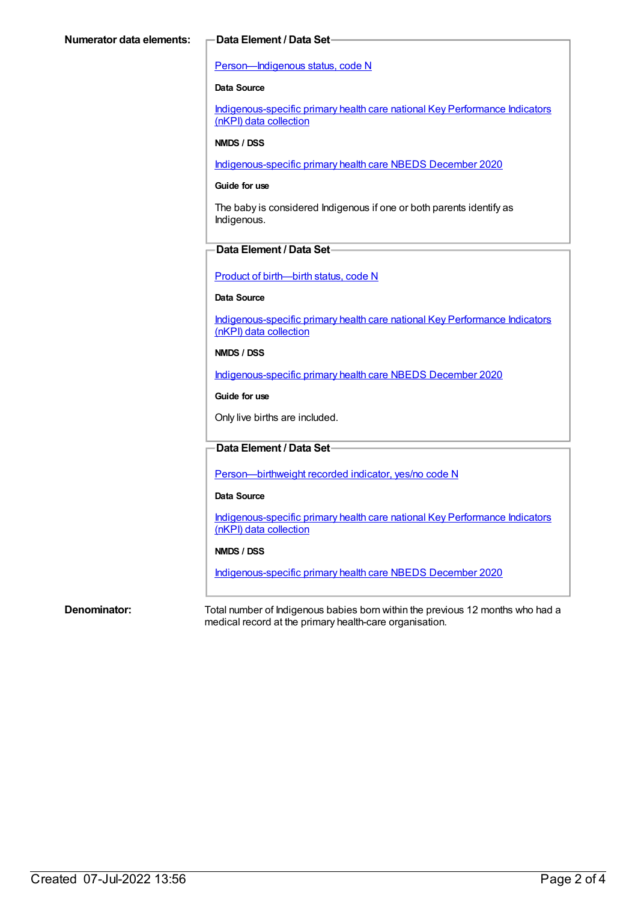**Numerator data elements:**

**Data Element / Data Set**

Person—Indigenous status, code N

**Data Source**

Indigenous-specific primary health care national Key Performance Indicators (nKPI) data collection

**NMDS / DSS**

Indigenous-specific primary health care NBEDS December 2020

**Guide for use**

The baby is considered Indigenous if one or both parents identify as Indigenous.

**Data Element / Data Set**

Product of birth—birth status, code N

**Data Source**

Indigenous-specific primary health care national Key Performance Indicators (nKPI) data collection

**NMDS / DSS**

Indigenous-specific primary health care NBEDS December 2020

**Guide for use**

Only live births are included.

**Data Element / Data Set**

Person—birthweight recorded indicator, yes/no code N

**Data Source**

Indigenous-specific primary health care national Key Performance Indicators (nKPI) data collection

**NMDS / DSS**

Indigenous-specific primary health care NBEDS December 2020

**Denominator:**

Total number of Indigenous babies born within the previous 12 months who had a medical record at the primary health-care organisation.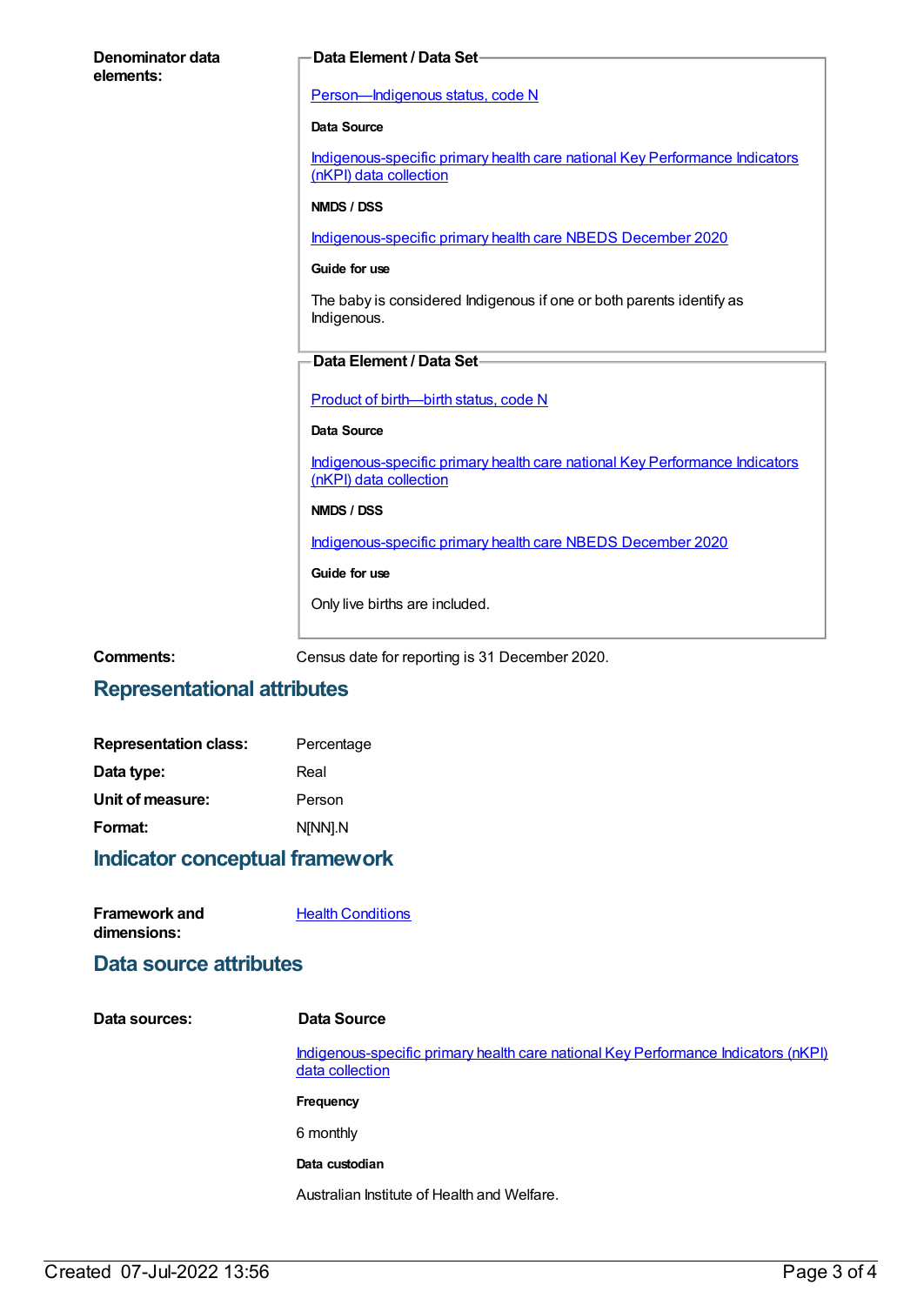**Denominator data elements:**

**Data Element / Data Set**

Person—Indigenous status, code N

**Data Source**

Indigenous-specific primary health care national Key Performance Indicators (nKPI) data collection

**NMDS / DSS**

Indigenous-specific primary health care NBEDS December 2020

**Guide for use**

The baby is considered Indigenous if one or both parents identify as Indigenous.

**Data Element / Data Set**

Product of birth—birth status, code N

**Data Source**

Indigenous-specific primary health care national Key Performance Indicators (nKPI) data collection

**NMDS / DSS**

Indigenous-specific primary health care NBEDS December 2020

**Guide for use**

Only live births are included.

**Comments:** Census date for reporting is 31 December 2020.

## Representational attributes

**Representation class:** Percentage

**Data type:** Real

**Unit of measure:** Person

**Format:** N[NN].N

## Indicator conceptual framework

**Framework and dimensions:** Health Conditions

## Data source attributes

**Data sources:**

**Data Source**

Indigenous-specific primary health care national Key Performance Indicators (nKPI) data collection

**Frequency**

6 monthly

**Data custodian**

Australian Institute of Health and Welfare.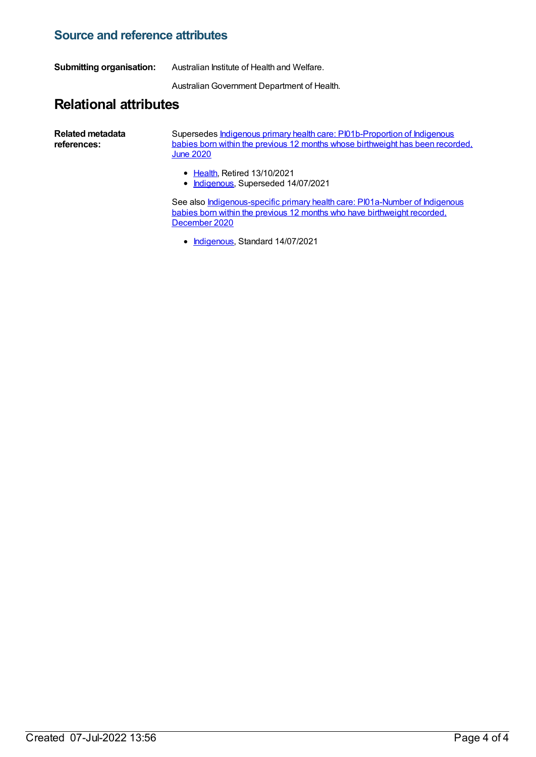## Source and reference attributes

**Submitting organisation:** Australian Institute of Health and Welfare.

Australian Government Department of Health.

# Relational attributes

**Related metadata references:**

Supersedes Indigenous primary health care: PI01b-Proportion of Indigenous babies born within the previous 12 months whose birthweight has been recorded, June 2020

- Health, Retired 13/10/2021
- Indigenous, Superseded 14/07/2021

See also Indigenous-specific primary health care: PI01a-Number of Indigenous babies born within the previous 12 months who have birthweight recorded, December 2020

- Indigenous, Standard 14/07/2021